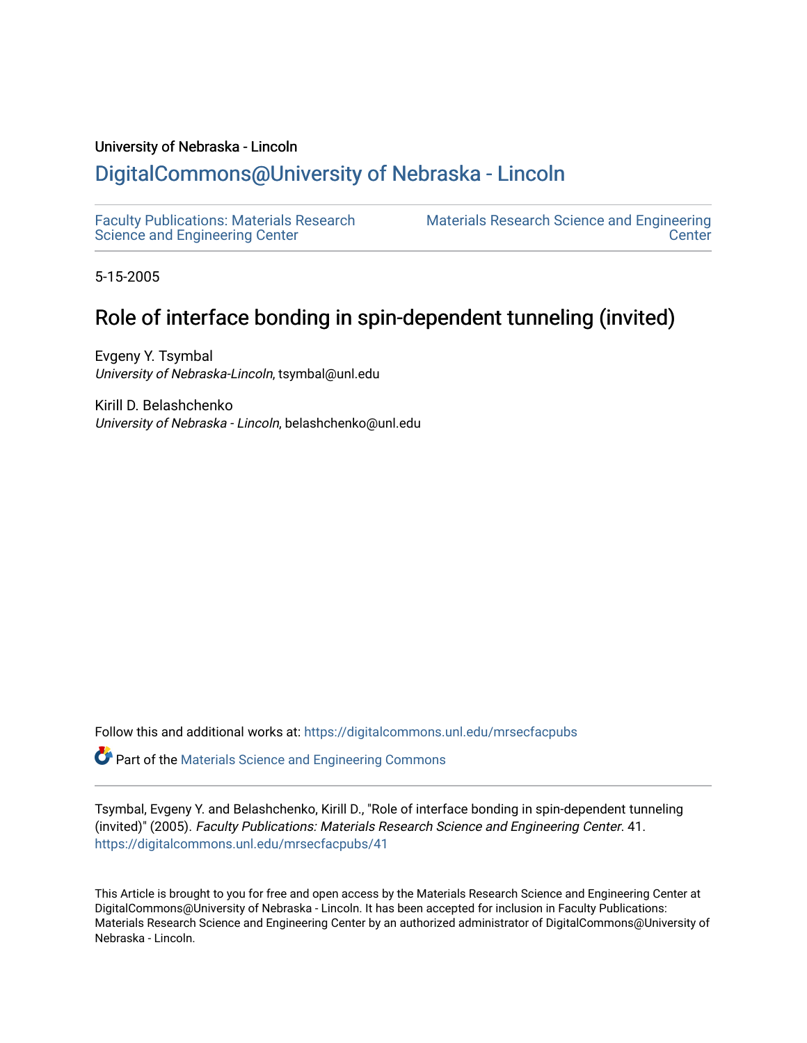University of Nebraska - Lincoln

# DigitalCommons@University of Nebraska - Lincoln

Faculty Publications: Materials Research Science and Engineering Center

Materials Research Science and Engineering Center

5-15-2005

## Role of interface bonding in spin-dependent tunneling (invited)

Evgeny Y. Tsymbal
*University of Nebraska-Lincoln*, tsymbal@unl.edu

Kirill D. Belashchenko
*University of Nebraska - Lincoln*, belashchenko@unl.edu

Follow this and additional works at: https://digitalcommons.unl.edu/mrsecfacpubs

Part of the Materials Science and Engineering Commons

Tsymbal, Evgeny Y. and Belashchenko, Kirill D., "Role of interface bonding in spin-dependent tunneling (invited)" (2005). *Faculty Publications: Materials Research Science and Engineering Center*. 41.
https://digitalcommons.unl.edu/mrsecfacpubs/41

This Article is brought to you for free and open access by the Materials Research Science and Engineering Center at DigitalCommons@University of Nebraska - Lincoln. It has been accepted for inclusion in Faculty Publications: Materials Research Science and Engineering Center by an authorized administrator of DigitalCommons@University of Nebraska - Lincoln.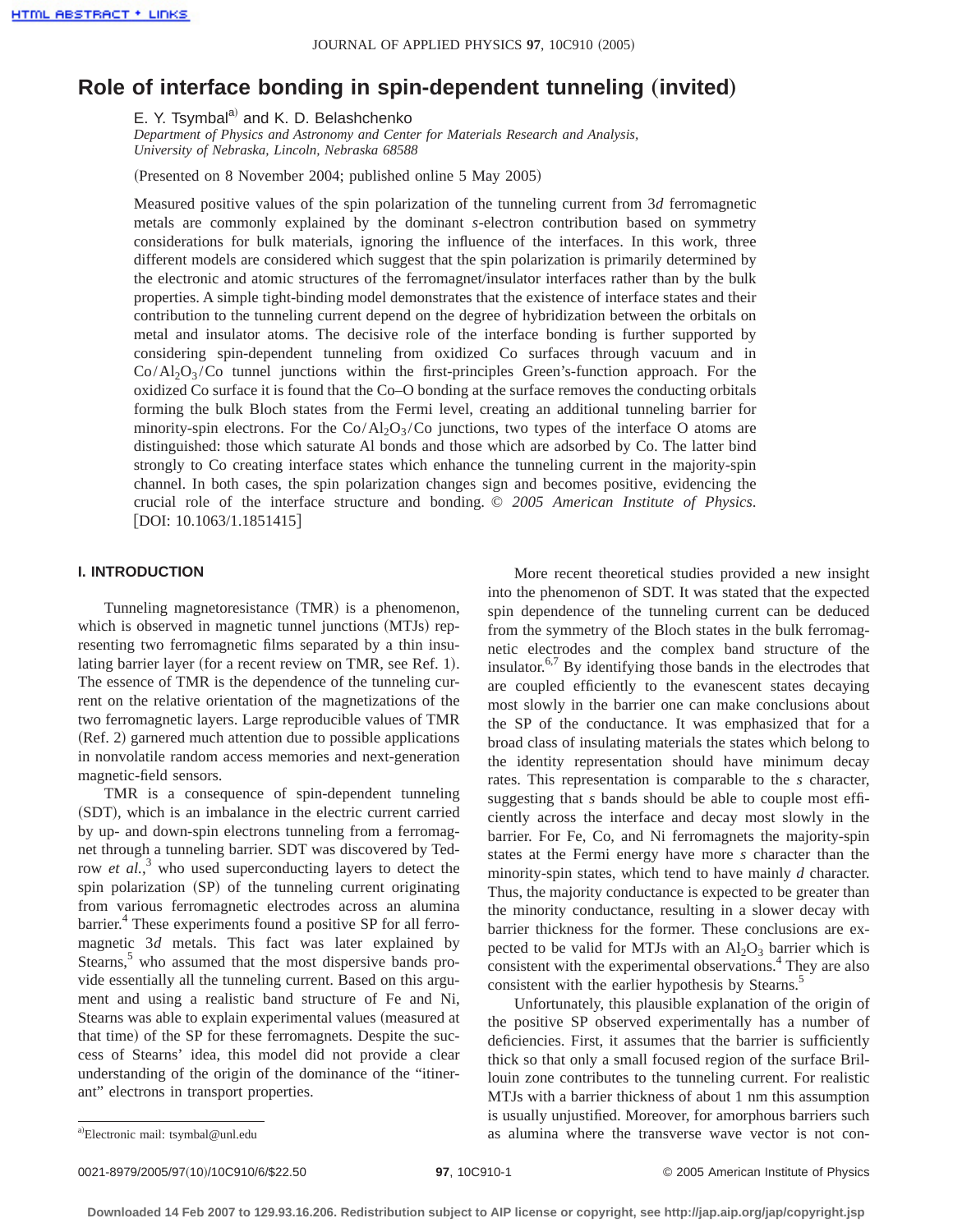# Role of interface bonding in spin-dependent tunneling (invited)

E. Y. Tsymbal[a] and K. D. Belashchenko

*Department of Physics and Astronomy and Center for Materials Research and Analysis, University of Nebraska, Lincoln, Nebraska 68588*

(Presented on 8 November 2004; published online 5 May 2005)

Measured positive values of the spin polarization of the tunneling current from 3*d* ferromagnetic metals are commonly explained by the dominant *s*-electron contribution based on symmetry considerations for bulk materials, ignoring the influence of the interfaces. In this work, three different models are considered which suggest that the spin polarization is primarily determined by the electronic and atomic structures of the ferromagnet/insulator interfaces rather than by the bulk properties. A simple tight-binding model demonstrates that the existence of interface states and their contribution to the tunneling current depend on the degree of hybridization between the orbitals on metal and insulator atoms. The decisive role of the interface bonding is further supported by considering spin-dependent tunneling from oxidized Co surfaces through vacuum and in Co/$Al_2O_3$/Co tunnel junctions within the first-principles Green's-function approach. For the oxidized Co surface it is found that the Co–O bonding at the surface removes the conducting orbitals forming the bulk Bloch states from the Fermi level, creating an additional tunneling barrier for minority-spin electrons. For the Co/$Al_2O_3$/Co junctions, two types of the interface O atoms are distinguished: those which saturate Al bonds and those which are adsorbed by Co. The latter bind strongly to Co creating interface states which enhance the tunneling current in the majority-spin channel. In both cases, the spin polarization changes sign and becomes positive, evidencing the crucial role of the interface structure and bonding. © *2005 American Institute of Physics*. [DOI: 10.1063/1.1851415]

## I. INTRODUCTION

Tunneling magnetoresistance (TMR) is a phenomenon, which is observed in magnetic tunnel junctions (MTJs) representing two ferromagnetic films separated by a thin insulating barrier layer (for a recent review on TMR, see Ref. 1). The essence of TMR is the dependence of the tunneling current on the relative orientation of the magnetizations of the two ferromagnetic layers. Large reproducible values of TMR (Ref. 2) garnered much attention due to possible applications in nonvolatile random access memories and next-generation magnetic-field sensors.

TMR is a consequence of spin-dependent tunneling (SDT), which is an imbalance in the electric current carried by up- and down-spin electrons tunneling from a ferromagnet through a tunneling barrier. SDT was discovered by Tedrow *et al.*,[3] who used superconducting layers to detect the spin polarization (SP) of the tunneling current originating from various ferromagnetic electrodes across an alumina barrier.[4] These experiments found a positive SP for all ferromagnetic 3*d* metals. This fact was later explained by Stearns,[5] who assumed that the most dispersive bands provide essentially all the tunneling current. Based on this argument and using a realistic band structure of Fe and Ni, Stearns was able to explain experimental values (measured at that time) of the SP for these ferromagnets. Despite the success of Stearns' idea, this model did not provide a clear understanding of the origin of the dominance of the "itinerant" electrons in transport properties.

More recent theoretical studies provided a new insight into the phenomenon of SDT. It was stated that the expected spin dependence of the tunneling current can be deduced from the symmetry of the Bloch states in the bulk ferromagnetic electrodes and the complex band structure of the insulator.[6,7] By identifying those bands in the electrodes that are coupled efficiently to the evanescent states decaying most slowly in the barrier one can make conclusions about the SP of the conductance. It was emphasized that for a broad class of insulating materials the states which belong to the identity representation should have minimum decay rates. This representation is comparable to the *s* character, suggesting that *s* bands should be able to couple most efficiently across the interface and decay most slowly in the barrier. For Fe, Co, and Ni ferromagnets the majority-spin states at the Fermi energy have more *s* character than the minority-spin states, which tend to have mainly *d* character. Thus, the majority conductance is expected to be greater than the minority conductance, resulting in a slower decay with barrier thickness for the former. These conclusions are expected to be valid for MTJs with an $Al_2O_3$ barrier which is consistent with the experimental observations.[4] They are also consistent with the earlier hypothesis by Stearns.[5]

Unfortunately, this plausible explanation of the origin of the positive SP observed experimentally has a number of deficiencies. First, it assumes that the barrier is sufficiently thick so that only a small focused region of the surface Brillouin zone contributes to the tunneling current. For realistic MTJs with a barrier thickness of about 1 nm this assumption is usually unjustified. Moreover, for amorphous barriers such as alumina where the transverse wave vector is not con-

[a]Electronic mail: tsymbal@unl.edu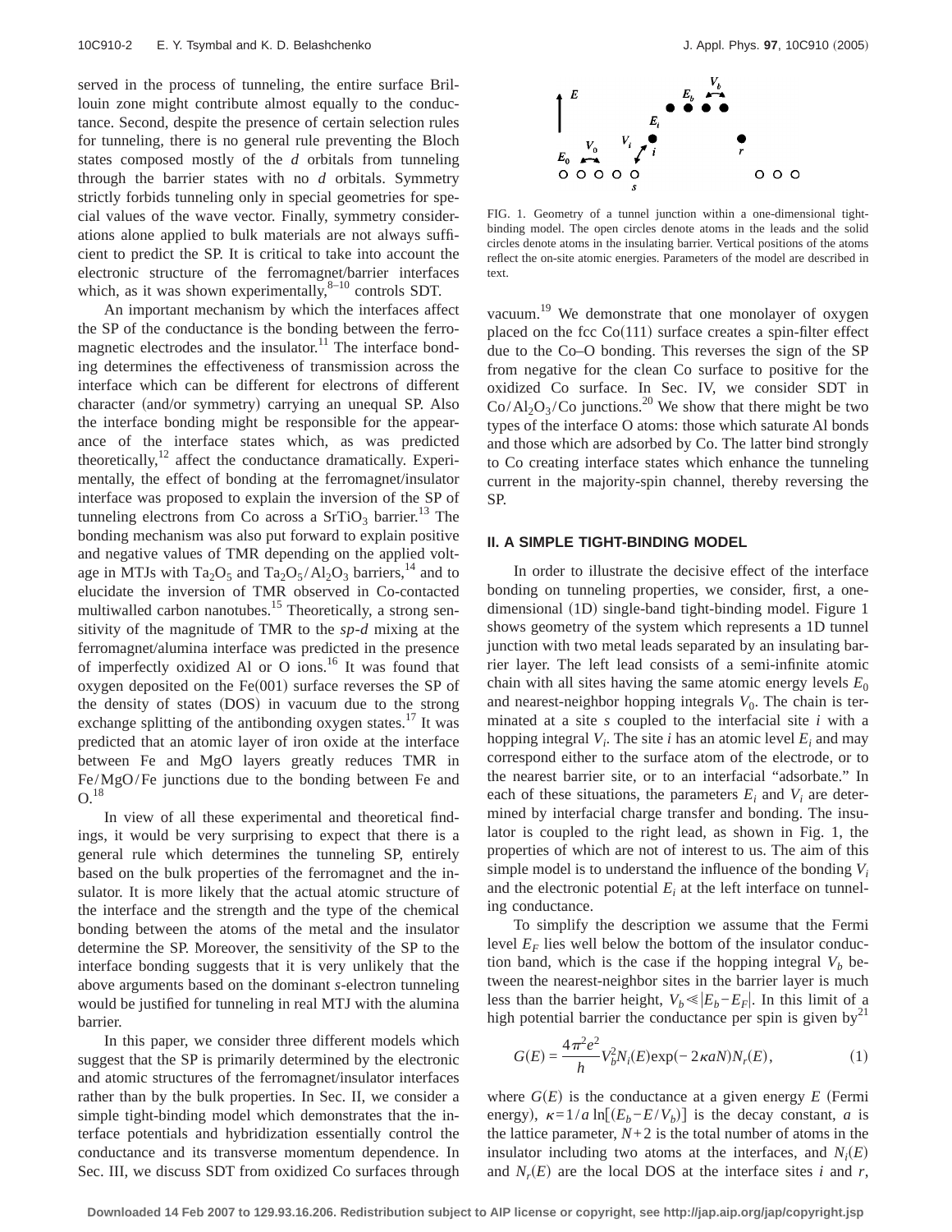served in the process of tunneling, the entire surface Brillouin zone might contribute almost equally to the conductance. Second, despite the presence of certain selection rules for tunneling, there is no general rule preventing the Bloch states composed mostly of the *d* orbitals from tunneling through the barrier states with no *d* orbitals. Symmetry strictly forbids tunneling only in special geometries for special values of the wave vector. Finally, symmetry considerations alone applied to bulk materials are not always sufficient to predict the SP. It is critical to take into account the electronic structure of the ferromagnet/barrier interfaces which, as it was shown experimentally,[8–10] controls SDT.

An important mechanism by which the interfaces affect the SP of the conductance is the bonding between the ferromagnetic electrodes and the insulator.[11] The interface bonding determines the effectiveness of transmission across the interface which can be different for electrons of different character (and/or symmetry) carrying an unequal SP. Also the interface bonding might be responsible for the appearance of the interface states which, as was predicted theoretically,[12] affect the conductance dramatically. Experimentally, the effect of bonding at the ferromagnet/insulator interface was proposed to explain the inversion of the SP of tunneling electrons from Co across a $SrTiO_3$ barrier.[13] The bonding mechanism was also put forward to explain positive and negative values of TMR depending on the applied voltage in MTJs with $Ta_2O_5$ and $Ta_2O_5/Al_2O_3$ barriers,[14] and to elucidate the inversion of TMR observed in Co-contacted multiwalled carbon nanotubes.[15] Theoretically, a strong sensitivity of the magnitude of TMR to the *sp-d* mixing at the ferromagnet/alumina interface was predicted in the presence of imperfectly oxidized Al or O ions.[16] It was found that oxygen deposited on the Fe(001) surface reverses the SP of the density of states (DOS) in vacuum due to the strong exchange splitting of the antibonding oxygen states.[17] It was predicted that an atomic layer of iron oxide at the interface between Fe and MgO layers greatly reduces TMR in Fe/MgO/Fe junctions due to the bonding between Fe and O.[18]

In view of all these experimental and theoretical findings, it would be very surprising to expect that there is a general rule which determines the tunneling SP, entirely based on the bulk properties of the ferromagnet and the insulator. It is more likely that the actual atomic structure of the interface and the strength and the type of the chemical bonding between the atoms of the metal and the insulator determine the SP. Moreover, the sensitivity of the SP to the interface bonding suggests that it is very unlikely that the above arguments based on the dominant *s*-electron tunneling would be justified for tunneling in real MTJ with the alumina barrier.

In this paper, we consider three different models which suggest that the SP is primarily determined by the electronic and atomic structures of the ferromagnet/insulator interfaces rather than by the bulk properties. In Sec. II, we consider a simple tight-binding model which demonstrates that the interface potentials and hybridization essentially control the conductance and its transverse momentum dependence. In Sec. III, we discuss SDT from oxidized Co surfaces through vacuum.[19] We demonstrate that one monolayer of oxygen placed on the fcc Co(111) surface creates a spin-filter effect due to the Co–O bonding. This reverses the sign of the SP from negative for the clean Co surface to positive for the oxidized Co surface. In Sec. IV, we consider SDT in $Co/Al_2O_3/Co$ junctions.[20] We show that there might be two types of the interface O atoms: those which saturate Al bonds and those which are adsorbed by Co. The latter bind strongly to Co creating interface states which enhance the tunneling current in the majority-spin channel, thereby reversing the SP.

FIG. 1. Geometry of a tunnel junction within a one-dimensional tight-binding model. The open circles denote atoms in the leads and the solid circles denote atoms in the insulating barrier. Vertical positions of the atoms reflect the on-site atomic energies. Parameters of the model are described in text.

## II. A SIMPLE TIGHT-BINDING MODEL

In order to illustrate the decisive effect of the interface bonding on tunneling properties, we consider, first, a one-dimensional (1D) single-band tight-binding model. Figure 1 shows geometry of the system which represents a 1D tunnel junction with two metal leads separated by an insulating barrier layer. The left lead consists of a semi-infinite atomic chain with all sites having the same atomic energy levels $E_0$ and nearest-neighbor hopping integrals $V_0$. The chain is terminated at a site *s* coupled to the interfacial site *i* with a hopping integral $V_i$. The site *i* has an atomic level $E_i$ and may correspond either to the surface atom of the electrode, or to the nearest barrier site, or to an interfacial "adsorbate." In each of these situations, the parameters $E_i$ and $V_i$ are determined by interfacial charge transfer and bonding. The insulator is coupled to the right lead, as shown in Fig. 1, the properties of which are not of interest to us. The aim of this simple model is to understand the influence of the bonding $V_i$ and the electronic potential $E_i$ at the left interface on tunneling conductance.

To simplify the description we assume that the Fermi level $E_F$ lies well below the bottom of the insulator conduction band, which is the case if the hopping integral $V_b$ between the nearest-neighbor sites in the barrier layer is much less than the barrier height, $V_b \ll |E_b - E_F|$. In this limit of a high potential barrier the conductance per spin is given by[21]

$$G(E) = \frac{4\pi^2 e^2}{h} V_b^2 N_i(E) \exp(-2\kappa a N) N_r(E), \qquad (1)$$

where $G(E)$ is the conductance at a given energy $E$ (Fermi energy), $\kappa = 1/a \ln[(E_b - E/V_b)]$ is the decay constant, $a$ is the lattice parameter, $N+2$ is the total number of atoms in the insulator including two atoms at the interfaces, and $N_i(E)$ and $N_r(E)$ are the local DOS at the interface sites $i$ and $r$,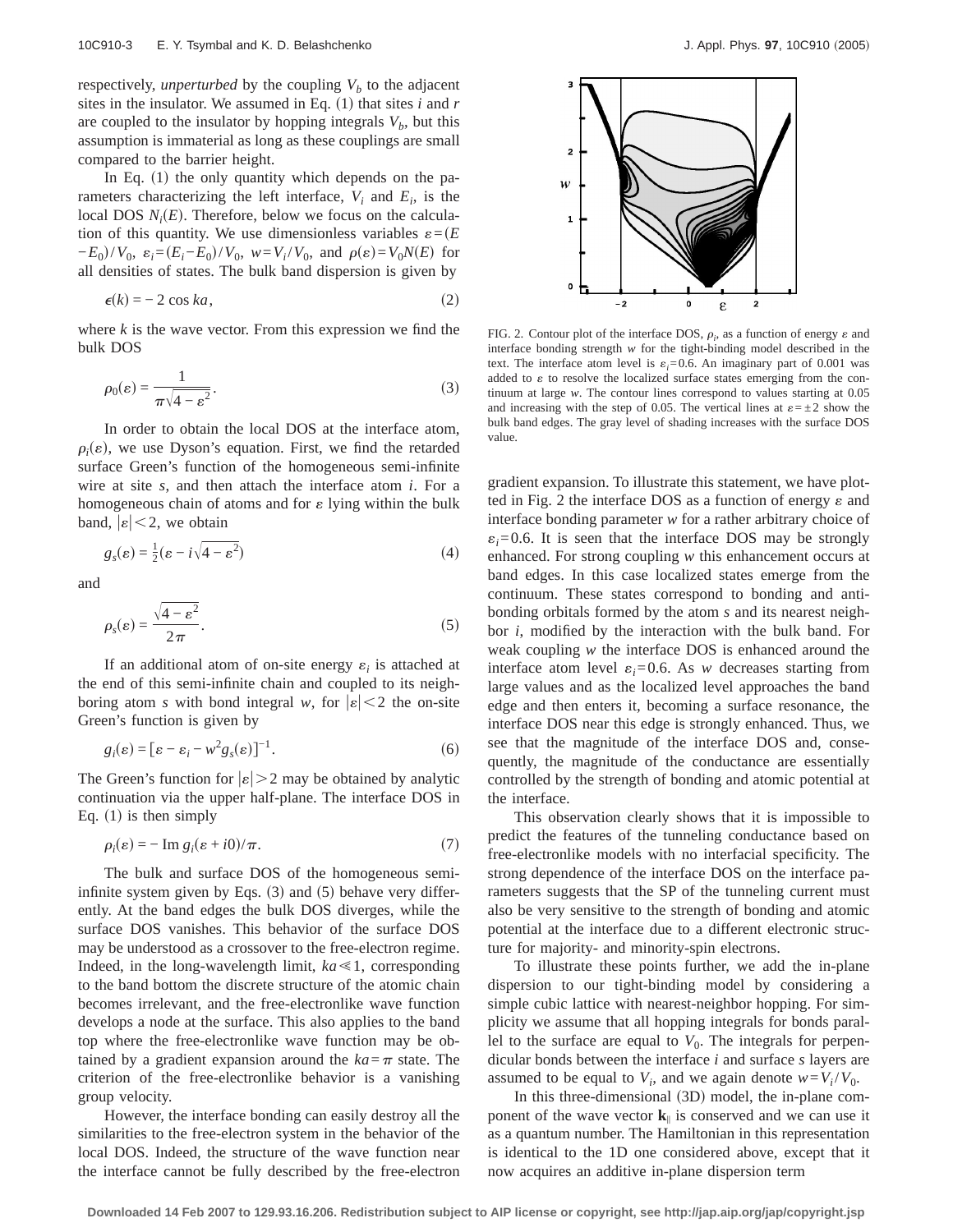respectively, *unperturbed* by the coupling $V_b$ to the adjacent sites in the insulator. We assumed in Eq. (1) that sites $i$ and $r$ are coupled to the insulator by hopping integrals $V_b$, but this assumption is immaterial as long as these couplings are small compared to the barrier height.

In Eq. (1) the only quantity which depends on the parameters characterizing the left interface, $V_i$ and $E_i$, is the local DOS $N_i(E)$. Therefore, below we focus on the calculation of this quantity. We use dimensionless variables $\varepsilon=(E-E_0)/V_0$, $\varepsilon_i=(E_i-E_0)/V_0$, $w=V_i/V_0$, and $\rho(\varepsilon)=V_0N(E)$ for all densities of states. The bulk band dispersion is given by

$$\epsilon(k) = -2\cos ka, \tag{2}$$

where $k$ is the wave vector. From this expression we find the bulk DOS

$$\rho_0(\varepsilon) = \frac{1}{\pi\sqrt{4-\varepsilon^2}}. \tag{3}$$

In order to obtain the local DOS at the interface atom, $\rho_i(\varepsilon)$, we use Dyson's equation. First, we find the retarded surface Green's function of the homogeneous semi-infinite wire at site $s$, and then attach the interface atom $i$. For a homogeneous chain of atoms and for $\varepsilon$ lying within the bulk band, $|\varepsilon|<2$, we obtain

$$g_s(\varepsilon) = \tfrac{1}{2}(\varepsilon - i\sqrt{4-\varepsilon^2}) \tag{4}$$

and

$$\rho_s(\varepsilon) = \frac{\sqrt{4-\varepsilon^2}}{2\pi}. \tag{5}$$

If an additional atom of on-site energy $\varepsilon_i$ is attached at the end of this semi-infinite chain and coupled to its neighboring atom $s$ with bond integral $w$, for $|\varepsilon|<2$ the on-site Green's function is given by

$$g_i(\varepsilon) = [\varepsilon - \varepsilon_i - w^2 g_s(\varepsilon)]^{-1}. \tag{6}$$

The Green's function for $|\varepsilon|>2$ may be obtained by analytic continuation via the upper half-plane. The interface DOS in Eq. (1) is then simply

$$\rho_i(\varepsilon) = -\operatorname{Im} g_i(\varepsilon + i0)/\pi. \tag{7}$$

The bulk and surface DOS of the homogeneous semi-infinite system given by Eqs. (3) and (5) behave very differently. At the band edges the bulk DOS diverges, while the surface DOS vanishes. This behavior of the surface DOS may be understood as a crossover to the free-electron regime. Indeed, in the long-wavelength limit, $ka \ll 1$, corresponding to the band bottom the discrete structure of the atomic chain becomes irrelevant, and the free-electronlike wave function develops a node at the surface. This also applies to the band top where the free-electronlike wave function may be obtained by a gradient expansion around the $ka=\pi$ state. The criterion of the free-electronlike behavior is a vanishing group velocity.

However, the interface bonding can easily destroy all the similarities to the free-electron system in the behavior of the local DOS. Indeed, the structure of the wave function near the interface cannot be fully described by the free-electron gradient expansion. To illustrate this statement, we have plotted in Fig. 2 the interface DOS as a function of energy $\varepsilon$ and interface bonding parameter $w$ for a rather arbitrary choice of $\varepsilon_i=0.6$. It is seen that the interface DOS may be strongly enhanced. For strong coupling $w$ this enhancement occurs at band edges. In this case localized states emerge from the continuum. These states correspond to bonding and antibonding orbitals formed by the atom $s$ and its nearest neighbor $i$, modified by the interaction with the bulk band. For weak coupling $w$ the interface DOS is enhanced around the interface atom level $\varepsilon_i=0.6$. As $w$ decreases starting from large values and as the localized level approaches the band edge and then enters it, becoming a surface resonance, the interface DOS near this edge is strongly enhanced. Thus, we see that the magnitude of the interface DOS and, consequently, the magnitude of the conductance are essentially controlled by the strength of bonding and atomic potential at the interface.

FIG. 2. Contour plot of the interface DOS, $\rho_i$, as a function of energy $\varepsilon$ and interface bonding strength $w$ for the tight-binding model described in the text. The interface atom level is $\varepsilon_i=0.6$. An imaginary part of 0.001 was added to $\varepsilon$ to resolve the localized surface states emerging from the continuum at large $w$. The contour lines correspond to values starting at 0.05 and increasing with the step of 0.05. The vertical lines at $\varepsilon=\pm2$ show the bulk band edges. The gray level of shading increases with the surface DOS value.

This observation clearly shows that it is impossible to predict the features of the tunneling conductance based on free-electronlike models with no interfacial specificity. The strong dependence of the interface DOS on the interface parameters suggests that the SP of the tunneling current must also be very sensitive to the strength of bonding and atomic potential at the interface due to a different electronic structure for majority- and minority-spin electrons.

To illustrate these points further, we add the in-plane dispersion to our tight-binding model by considering a simple cubic lattice with nearest-neighbor hopping. For simplicity we assume that all hopping integrals for bonds parallel to the surface are equal to $V_0$. The integrals for perpendicular bonds between the interface $i$ and surface $s$ layers are assumed to be equal to $V_i$, and we again denote $w=V_i/V_0$.

In this three-dimensional (3D) model, the in-plane component of the wave vector $\mathbf{k}_\parallel$ is conserved and we can use it as a quantum number. The Hamiltonian in this representation is identical to the 1D one considered above, except that it now acquires an additive in-plane dispersion term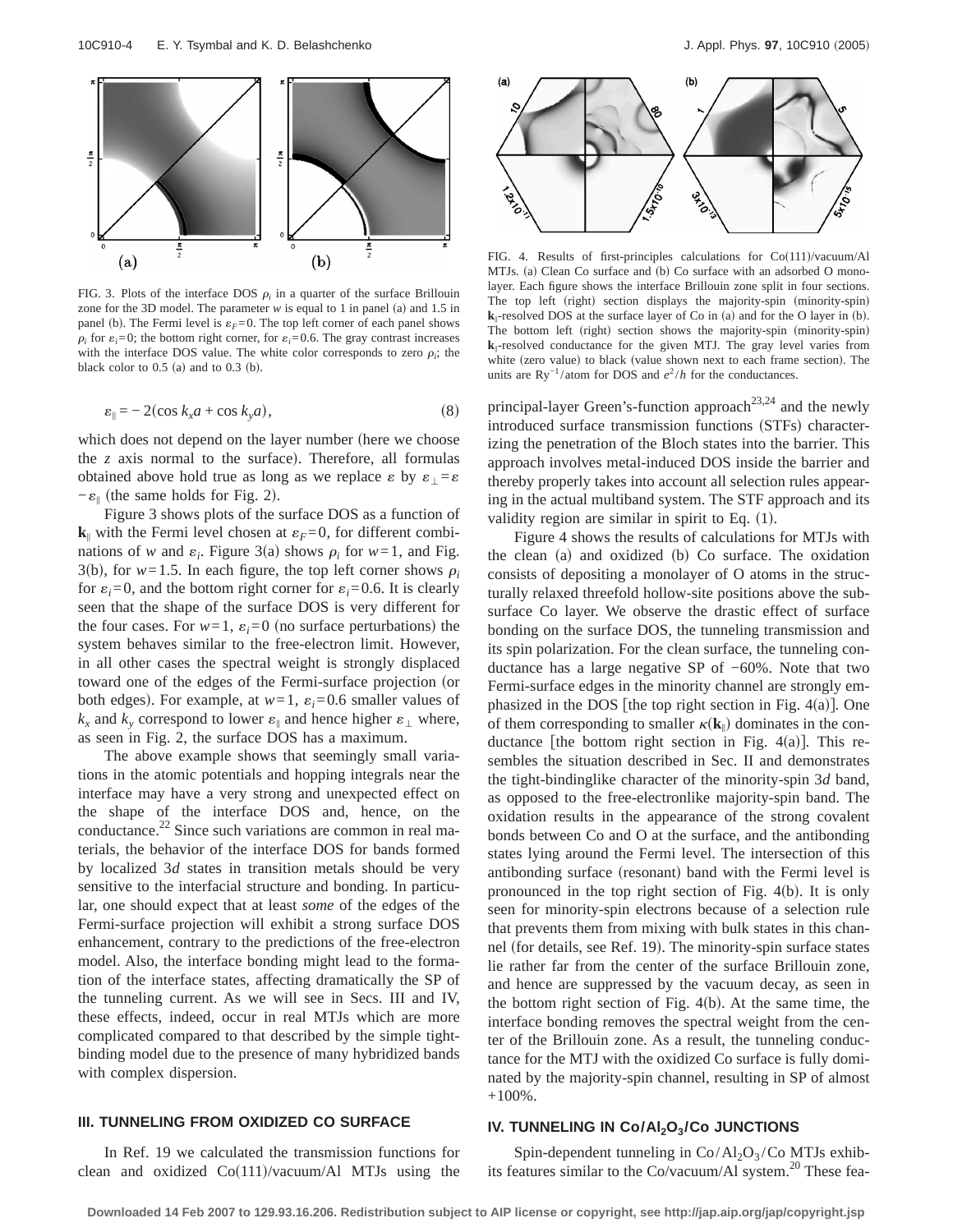FIG. 3. Plots of the interface DOS $\rho_i$ in a quarter of the surface Brillouin zone for the 3D model. The parameter $w$ is equal to 1 in panel (a) and 1.5 in panel (b). The Fermi level is $\varepsilon_F = 0$. The top left corner of each panel shows $\rho_i$ for $\varepsilon_i = 0$; the bottom right corner, for $\varepsilon_i = 0.6$. The gray contrast increases with the interface DOS value. The white color corresponds to zero $\rho_i$; the black color to 0.5 (a) and to 0.3 (b).

$$\varepsilon_{\parallel} = -2(\cos k_x a + \cos k_y a), \tag{8}$$

which does not depend on the layer number (here we choose the $z$ axis normal to the surface). Therefore, all formulas obtained above hold true as long as we replace $\varepsilon$ by $\varepsilon_{\perp} = \varepsilon - \varepsilon_{\parallel}$ (the same holds for Fig. 2).

Figure 3 shows plots of the surface DOS as a function of $\mathbf{k}_{\parallel}$ with the Fermi level chosen at $\varepsilon_F = 0$, for different combinations of $w$ and $\varepsilon_i$. Figure 3(a) shows $\rho_i$ for $w = 1$, and Fig. 3(b), for $w = 1.5$. In each figure, the top left corner shows $\rho_i$ for $\varepsilon_i = 0$, and the bottom right corner for $\varepsilon_i = 0.6$. It is clearly seen that the shape of the surface DOS is very different for the four cases. For $w = 1$, $\varepsilon_i = 0$ (no surface perturbations) the system behaves similar to the free-electron limit. However, in all other cases the spectral weight is strongly displaced toward one of the edges of the Fermi-surface projection (or both edges). For example, at $w = 1$, $\varepsilon_i = 0.6$ smaller values of $k_x$ and $k_y$ correspond to lower $\varepsilon_{\parallel}$ and hence higher $\varepsilon_{\perp}$ where, as seen in Fig. 2, the surface DOS has a maximum.

The above example shows that seemingly small variations in the atomic potentials and hopping integrals near the interface may have a very strong and unexpected effect on the shape of the interface DOS and, hence, on the conductance.[22] Since such variations are common in real materials, the behavior of the interface DOS for bands formed by localized 3$d$ states in transition metals should be very sensitive to the interfacial structure and bonding. In particular, one should expect that at least *some* of the edges of the Fermi-surface projection will exhibit a strong surface DOS enhancement, contrary to the predictions of the free-electron model. Also, the interface bonding might lead to the formation of the interface states, affecting dramatically the SP of the tunneling current. As we will see in Secs. III and IV, these effects, indeed, occur in real MTJs which are more complicated compared to that described by the simple tight-binding model due to the presence of many hybridized bands with complex dispersion.

## III. TUNNELING FROM OXIDIZED CO SURFACE

In Ref. 19 we calculated the transmission functions for clean and oxidized Co(111)/vacuum/Al MTJs using the principal-layer Green's-function approach[23,24] and the newly introduced surface transmission functions (STFs) characterizing the penetration of the Bloch states into the barrier. This approach involves metal-induced DOS inside the barrier and thereby properly takes into account all selection rules appearing in the actual multiband system. The STF approach and its validity region are similar in spirit to Eq. (1).

FIG. 4. Results of first-principles calculations for Co(111)/vacuum/Al MTJs. (a) Clean Co surface and (b) Co surface with an adsorbed O monolayer. Each figure shows the interface Brillouin zone split in four sections. The top left (right) section displays the majority-spin (minority-spin) $\mathbf{k}_{\parallel}$-resolved DOS at the surface layer of Co in (a) and for the O layer in (b). The bottom left (right) section shows the majority-spin (minority-spin) $\mathbf{k}_{\parallel}$-resolved conductance for the given MTJ. The gray level varies from white (zero value) to black (value shown next to each frame section). The units are $\mathrm{Ry}^{-1}$/atom for DOS and $e^2/h$ for the conductances.

Figure 4 shows the results of calculations for MTJs with the clean (a) and oxidized (b) Co surface. The oxidation consists of depositing a monolayer of O atoms in the structurally relaxed threefold hollow-site positions above the subsurface Co layer. We observe the drastic effect of surface bonding on the surface DOS, the tunneling transmission and its spin polarization. For the clean surface, the tunneling conductance has a large negative SP of −60%. Note that two Fermi-surface edges in the minority channel are strongly emphasized in the DOS [the top right section in Fig. 4(a)]. One of them corresponding to smaller $\kappa(\mathbf{k}_{\parallel})$ dominates in the conductance [the bottom right section in Fig. 4(a)]. This resembles the situation described in Sec. II and demonstrates the tight-bindinglike character of the minority-spin 3$d$ band, as opposed to the free-electronlike majority-spin band. The oxidation results in the appearance of the strong covalent bonds between Co and O at the surface, and the antibonding states lying around the Fermi level. The intersection of this antibonding surface (resonant) band with the Fermi level is pronounced in the top right section of Fig. 4(b). It is only seen for minority-spin electrons because of a selection rule that prevents them from mixing with bulk states in this channel (for details, see Ref. 19). The minority-spin surface states lie rather far from the center of the surface Brillouin zone, and hence are suppressed by the vacuum decay, as seen in the bottom right section of Fig. 4(b). At the same time, the interface bonding removes the spectral weight from the center of the Brillouin zone. As a result, the tunneling conductance for the MTJ with the oxidized Co surface is fully dominated by the majority-spin channel, resulting in SP of almost +100%.

## IV. TUNNELING IN Co/$Al_2O_3$/Co JUNCTIONS

Spin-dependent tunneling in Co/$Al_2O_3$/Co MTJs exhibits features similar to the Co/vacuum/Al system.[20] These fea-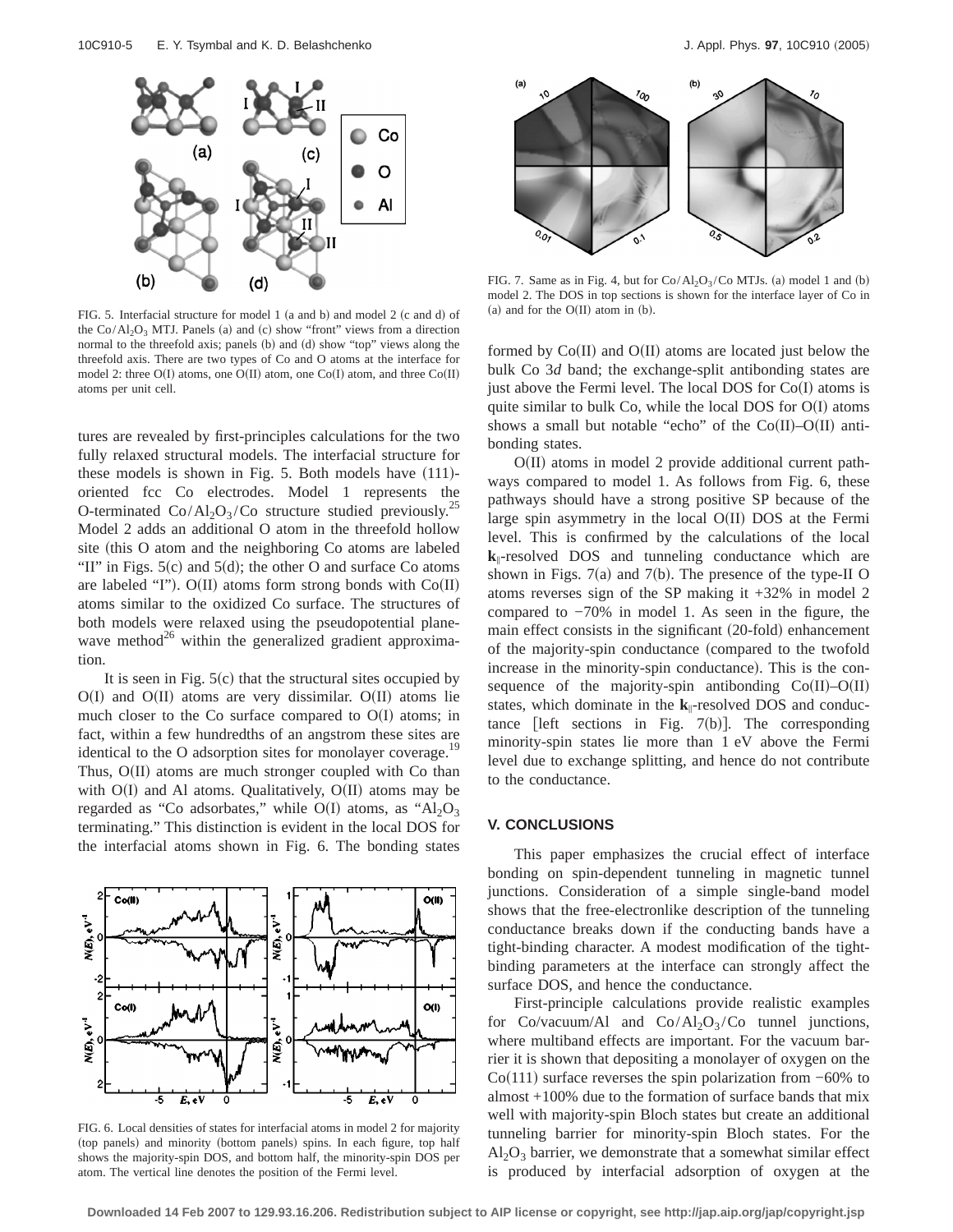FIG. 5. Interfacial structure for model 1 (a and b) and model 2 (c and d) of the $Co/Al_2O_3$ MTJ. Panels (a) and (c) show "front" views from a direction normal to the threefold axis; panels (b) and (d) show "top" views along the threefold axis. There are two types of Co and O atoms at the interface for model 2: three O(I) atoms, one O(II) atom, one Co(I) atom, and three Co(II) atoms per unit cell.

tures are revealed by first-principles calculations for the two fully relaxed structural models. The interfacial structure for these models is shown in Fig. 5. Both models have (111)-oriented fcc Co electrodes. Model 1 represents the O-terminated $Co/Al_2O_3/Co$ structure studied previously.[25] Model 2 adds an additional O atom in the threefold hollow site (this O atom and the neighboring Co atoms are labeled "II" in Figs. 5(c) and 5(d); the other O and surface Co atoms are labeled "I"). O(II) atoms form strong bonds with Co(II) atoms similar to the oxidized Co surface. The structures of both models were relaxed using the pseudopotential plane-wave method[26] within the generalized gradient approximation.

It is seen in Fig. 5(c) that the structural sites occupied by O(I) and O(II) atoms are very dissimilar. O(II) atoms lie much closer to the Co surface compared to O(I) atoms; in fact, within a few hundredths of an angstrom these sites are identical to the O adsorption sites for monolayer coverage.[19] Thus, O(II) atoms are much stronger coupled with Co than with O(I) and Al atoms. Qualitatively, O(II) atoms may be regarded as "Co adsorbates," while O(I) atoms, as "$Al_2O_3$ terminating." This distinction is evident in the local DOS for the interfacial atoms shown in Fig. 6. The bonding states formed by Co(II) and O(II) atoms are located just below the bulk Co 3*d* band; the exchange-split antibonding states are just above the Fermi level. The local DOS for Co(I) atoms is quite similar to bulk Co, while the local DOS for O(I) atoms shows a small but notable "echo" of the Co(II)–O(II) antibonding states.

FIG. 6. Local densities of states for interfacial atoms in model 2 for majority (top panels) and minority (bottom panels) spins. In each figure, top half shows the majority-spin DOS, and bottom half, the minority-spin DOS per atom. The vertical line denotes the position of the Fermi level.

FIG. 7. Same as in Fig. 4, but for $Co/Al_2O_3/Co$ MTJs. (a) model 1 and (b) model 2. The DOS in top sections is shown for the interface layer of Co in (a) and for the O(II) atom in (b).

O(II) atoms in model 2 provide additional current pathways compared to model 1. As follows from Fig. 6, these pathways should have a strong positive SP because of the large spin asymmetry in the local O(II) DOS at the Fermi level. This is confirmed by the calculations of the local $\mathbf{k}_\parallel$-resolved DOS and tunneling conductance which are shown in Figs. 7(a) and 7(b). The presence of the type-II O atoms reverses sign of the SP making it +32% in model 2 compared to −70% in model 1. As seen in the figure, the main effect consists in the significant (20-fold) enhancement of the majority-spin conductance (compared to the twofold increase in the minority-spin conductance). This is the consequence of the majority-spin antibonding Co(II)–O(II) states, which dominate in the $\mathbf{k}_\parallel$-resolved DOS and conductance [left sections in Fig. 7(b)]. The corresponding minority-spin states lie more than 1 eV above the Fermi level due to exchange splitting, and hence do not contribute to the conductance.

## V. CONCLUSIONS

This paper emphasizes the crucial effect of interface bonding on spin-dependent tunneling in magnetic tunnel junctions. Consideration of a simple single-band model shows that the free-electronlike description of the tunneling conductance breaks down if the conducting bands have a tight-binding character. A modest modification of the tight-binding parameters at the interface can strongly affect the surface DOS, and hence the conductance.

First-principle calculations provide realistic examples for Co/vacuum/Al and $Co/Al_2O_3/Co$ tunnel junctions, where multiband effects are important. For the vacuum barrier it is shown that depositing a monolayer of oxygen on the Co(111) surface reverses the spin polarization from −60% to almost +100% due to the formation of surface bands that mix well with majority-spin Bloch states but create an additional tunneling barrier for minority-spin Bloch states. For the $Al_2O_3$ barrier, we demonstrate that a somewhat similar effect is produced by interfacial adsorption of oxygen at the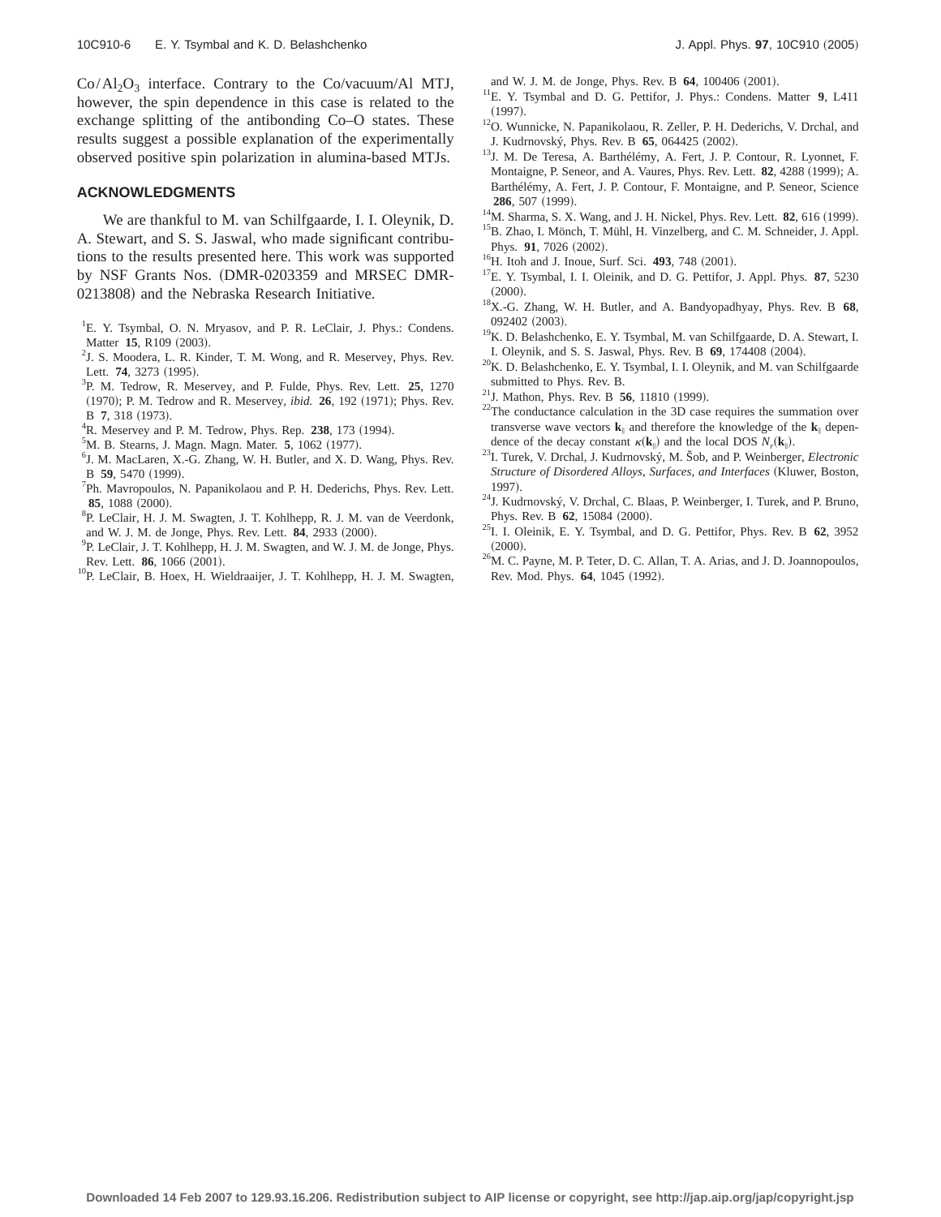$Co/Al_2O_3$ interface. Contrary to the Co/vacuum/Al MTJ, however, the spin dependence in this case is related to the exchange splitting of the antibonding Co–O states. These results suggest a possible explanation of the experimentally observed positive spin polarization in alumina-based MTJs.

## ACKNOWLEDGMENTS

We are thankful to M. van Schilfgaarde, I. I. Oleynik, D. A. Stewart, and S. S. Jaswal, who made significant contributions to the results presented here. This work was supported by NSF Grants Nos. (DMR-0203359 and MRSEC DMR-0213808) and the Nebraska Research Initiative.

[1] E. Y. Tsymbal, O. N. Mryasov, and P. R. LeClair, J. Phys.: Condens. Matter **15**, R109 (2003).

[2] J. S. Moodera, L. R. Kinder, T. M. Wong, and R. Meservey, Phys. Rev. Lett. **74**, 3273 (1995).

[3] P. M. Tedrow, R. Meservey, and P. Fulde, Phys. Rev. Lett. **25**, 1270 (1970); P. M. Tedrow and R. Meservey, *ibid.* **26**, 192 (1971); Phys. Rev. B **7**, 318 (1973).

[4] R. Meservey and P. M. Tedrow, Phys. Rep. **238**, 173 (1994).

[5] M. B. Stearns, J. Magn. Magn. Mater. **5**, 1062 (1977).

[6] J. M. MacLaren, X.-G. Zhang, W. H. Butler, and X. D. Wang, Phys. Rev. B **59**, 5470 (1999).

[7] Ph. Mavropoulos, N. Papanikolaou and P. H. Dederichs, Phys. Rev. Lett. **85**, 1088 (2000).

[8] P. LeClair, H. J. M. Swagten, J. T. Kohlhepp, R. J. M. van de Veerdonk, and W. J. M. de Jonge, Phys. Rev. Lett. **84**, 2933 (2000).

[9] P. LeClair, J. T. Kohlhepp, H. J. M. Swagten, and W. J. M. de Jonge, Phys. Rev. Lett. **86**, 1066 (2001).

[10] P. LeClair, B. Hoex, H. Wieldraaijer, J. T. Kohlhepp, H. J. M. Swagten, and W. J. M. de Jonge, Phys. Rev. B **64**, 100406 (2001).

[11] E. Y. Tsymbal and D. G. Pettifor, J. Phys.: Condens. Matter **9**, L411 (1997).

[12] O. Wunnicke, N. Papanikolaou, R. Zeller, P. H. Dederichs, V. Drchal, and J. Kudrnovský, Phys. Rev. B **65**, 064425 (2002).

[13] J. M. De Teresa, A. Barthélémy, A. Fert, J. P. Contour, R. Lyonnet, F. Montaigne, P. Seneor, and A. Vaures, Phys. Rev. Lett. **82**, 4288 (1999); A. Barthélémy, A. Fert, J. P. Contour, F. Montaigne, and P. Seneor, Science **286**, 507 (1999).

[14] M. Sharma, S. X. Wang, and J. H. Nickel, Phys. Rev. Lett. **82**, 616 (1999).

[15] B. Zhao, I. Mönch, T. Mühl, H. Vinzelberg, and C. M. Schneider, J. Appl. Phys. **91**, 7026 (2002).

[16] H. Itoh and J. Inoue, Surf. Sci. **493**, 748 (2001).

[17] E. Y. Tsymbal, I. I. Oleinik, and D. G. Pettifor, J. Appl. Phys. **87**, 5230 (2000).

[18] X.-G. Zhang, W. H. Butler, and A. Bandyopadhyay, Phys. Rev. B **68**, 092402 (2003).

[19] K. D. Belashchenko, E. Y. Tsymbal, M. van Schilfgaarde, D. A. Stewart, I. I. Oleynik, and S. S. Jaswal, Phys. Rev. B **69**, 174408 (2004).

[20] K. D. Belashchenko, E. Y. Tsymbal, I. I. Oleynik, and M. van Schilfgaarde submitted to Phys. Rev. B.

[21] J. Mathon, Phys. Rev. B **56**, 11810 (1999).

[22] The conductance calculation in the 3D case requires the summation over transverse wave vectors $\mathbf{k}_{\parallel}$ and therefore the knowledge of the $\mathbf{k}_{\parallel}$ dependence of the decay constant $\kappa(\mathbf{k}_{\parallel})$ and the local DOS $N_r(\mathbf{k}_{\parallel})$.

[23] I. Turek, V. Drchal, J. Kudrnovský, M. Šob, and P. Weinberger, *Electronic Structure of Disordered Alloys, Surfaces, and Interfaces* (Kluwer, Boston, 1997).

[24] J. Kudrnovský, V. Drchal, C. Blaas, P. Weinberger, I. Turek, and P. Bruno, Phys. Rev. B **62**, 15084 (2000).

[25] I. I. Oleinik, E. Y. Tsymbal, and D. G. Pettifor, Phys. Rev. B **62**, 3952 (2000).

[26] M. C. Payne, M. P. Teter, D. C. Allan, T. A. Arias, and J. D. Joannopoulos, Rev. Mod. Phys. **64**, 1045 (1992).